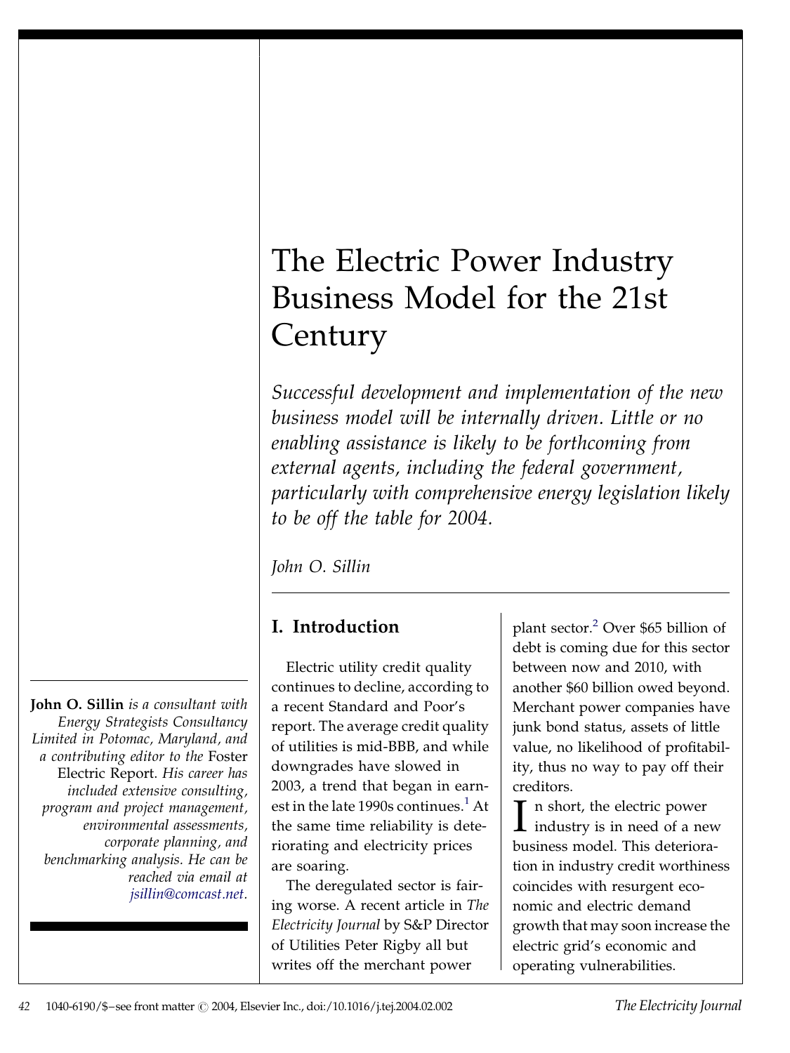# The Electric Power Industry Business Model for the 21st Century

*Successful development and implementation of the new business model will be internally driven. Little or no enabling assistance is likely to be forthcoming from external agents, including the federal government, particularly with comprehensive energy legislation likely to be off the table for 2004.*

*John O. Sillin*

**John O. Sillin** *is a consultant with Energy Strategists Consultancy Limited in Potomac, Maryland, and a contributing editor to the* Foster Electric Report. *His career has included extensive consulting, program and project management, environmental assessments, corporate planning, and benchmarking analysis. He can be reached via email at jsillin@comcast.net.*

## I. Introduction

Electric utility credit quality continues to decline, according to a recent Standard and Poor's report. The average credit quality of utilities is mid-BBB, and while downgrades have slowed in 2003, a trend that began in earnest in the late 1990s continues.[1] At the same time reliability is deteriorating and electricity prices are soaring.

The deregulated sector is faring worse. A recent article in *The Electricity Journal* by S&P Director of Utilities Peter Rigby all but writes off the merchant power plant sector.[2] Over $65 billion of debt is coming due for this sector between now and 2010, with another $60 billion owed beyond. Merchant power companies have junk bond status, assets of little value, no likelihood of profitability, thus no way to pay off their creditors.

In short, the electric power industry is in need of a new business model. This deterioration in industry credit worthiness coincides with resurgent economic and electric demand growth that may soon increase the electric grid's economic and operating vulnerabilities.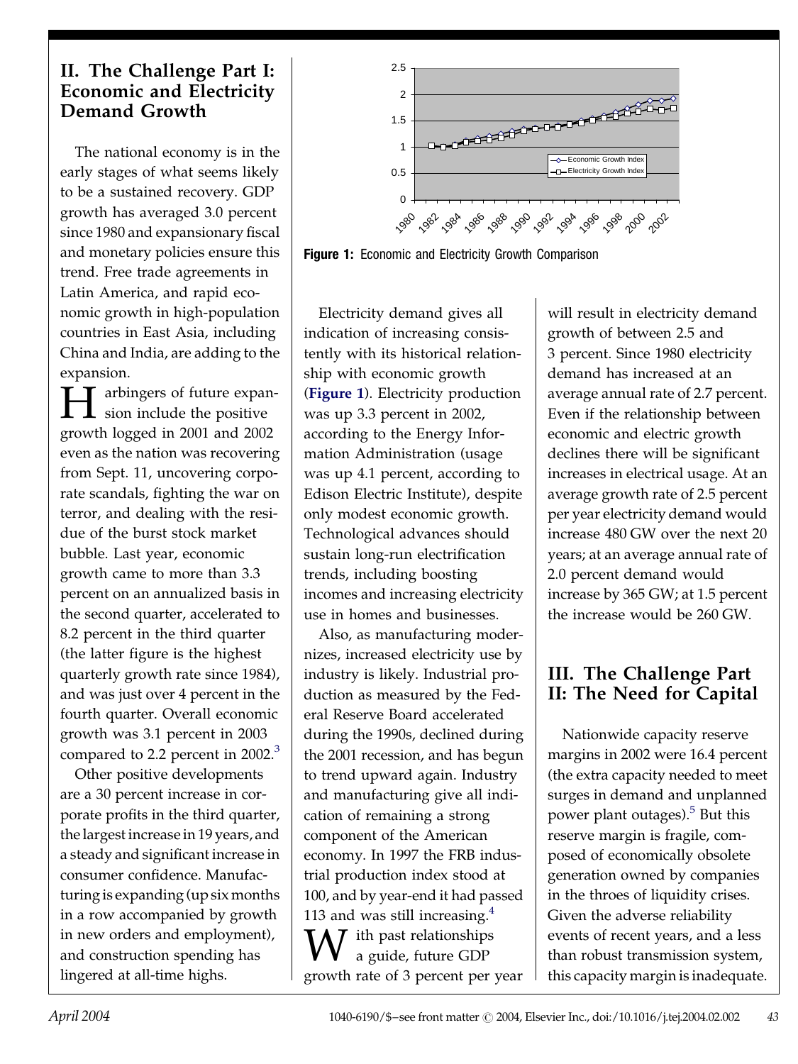## II. The Challenge Part I: Economic and Electricity Demand Growth

The national economy is in the early stages of what seems likely to be a sustained recovery. GDP growth has averaged 3.0 percent since 1980 and expansionary fiscal and monetary policies ensure this trend. Free trade agreements in Latin America, and rapid economic growth in high-population countries in East Asia, including China and India, are adding to the expansion.

Harbingers of future expansion include the positive growth logged in 2001 and 2002 even as the nation was recovering from Sept. 11, uncovering corporate scandals, fighting the war on terror, and dealing with the residue of the burst stock market bubble. Last year, economic growth came to more than 3.3 percent on an annualized basis in the second quarter, accelerated to 8.2 percent in the third quarter (the latter figure is the highest quarterly growth rate since 1984), and was just over 4 percent in the fourth quarter. Overall economic growth was 3.1 percent in 2003 compared to 2.2 percent in 2002.[3]

Other positive developments are a 30 percent increase in corporate profits in the third quarter, the largest increase in 19 years, and a steady and significant increase in consumer confidence. Manufacturing is expanding (up six months in a row accompanied by growth in new orders and employment), and construction spending has lingered at all-time highs.

**Figure 1:** Economic and Electricity Growth Comparison

Electricity demand gives all indication of increasing consistently with its historical relationship with economic growth (**Figure 1**). Electricity production was up 3.3 percent in 2002, according to the Energy Information Administration (usage was up 4.1 percent, according to Edison Electric Institute), despite only modest economic growth. Technological advances should sustain long-run electrification trends, including boosting incomes and increasing electricity use in homes and businesses.

Also, as manufacturing modernizes, increased electricity use by industry is likely. Industrial production as measured by the Federal Reserve Board accelerated during the 1990s, declined during the 2001 recession, and has begun to trend upward again. Industry and manufacturing give all indication of remaining a strong component of the American economy. In 1997 the FRB industrial production index stood at 100, and by year-end it had passed 113 and was still increasing.[4]

With past relationships a guide, future GDP growth rate of 3 percent per year will result in electricity demand growth of between 2.5 and 3 percent. Since 1980 electricity demand has increased at an average annual rate of 2.7 percent. Even if the relationship between economic and electric growth declines there will be significant increases in electrical usage. At an average growth rate of 2.5 percent per year electricity demand would increase 480 GW over the next 20 years; at an average annual rate of 2.0 percent demand would increase by 365 GW; at 1.5 percent the increase would be 260 GW.

## III. The Challenge Part II: The Need for Capital

Nationwide capacity reserve margins in 2002 were 16.4 percent (the extra capacity needed to meet surges in demand and unplanned power plant outages).[5] But this reserve margin is fragile, composed of economically obsolete generation owned by companies in the throes of liquidity crises. Given the adverse reliability events of recent years, and a less than robust transmission system, this capacity margin is inadequate.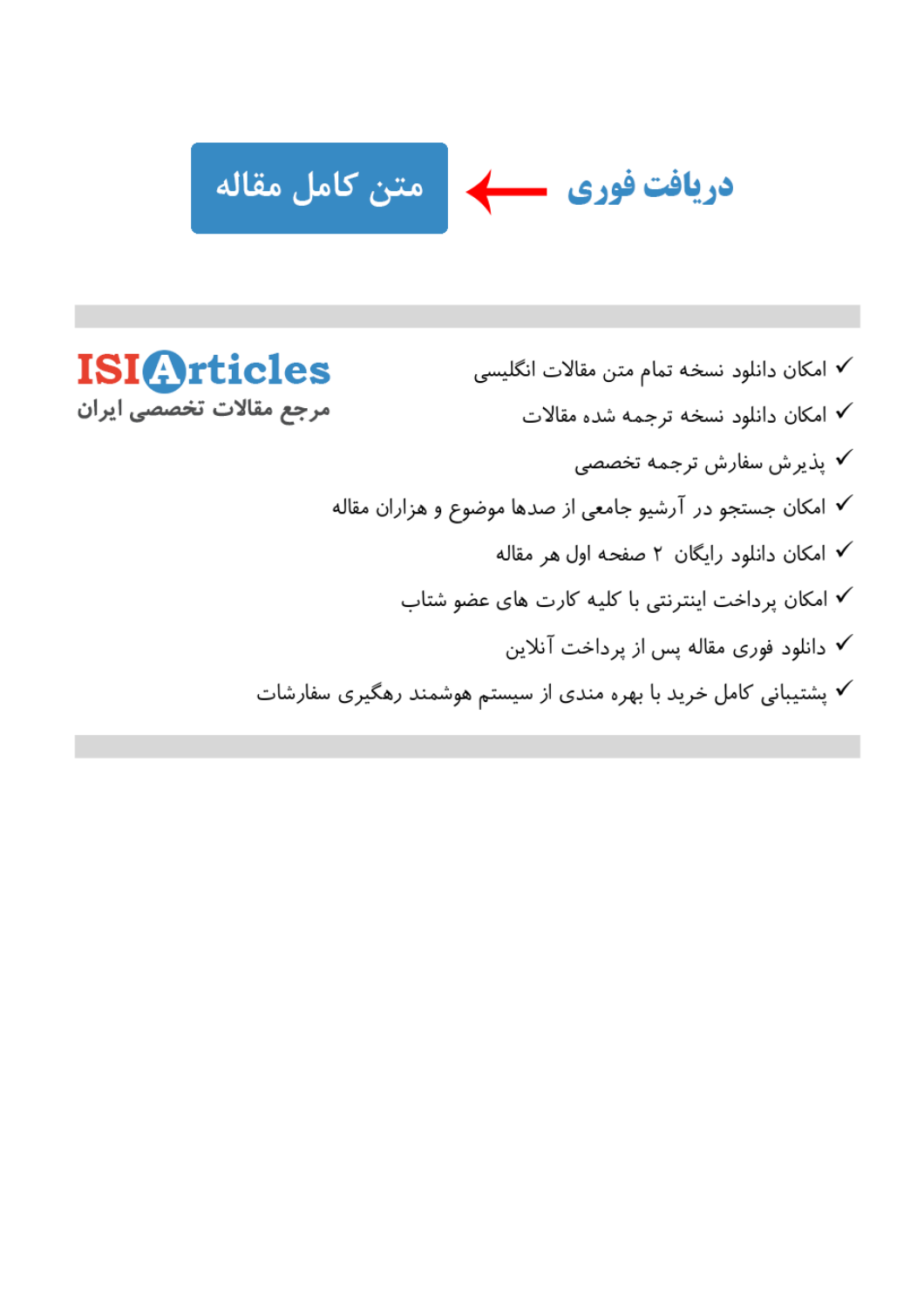دریافت فوری ← **متن کامل مقاله**

**ISIArticles**

مرجع مقالات تخصصی ایران

- ✓ امکان دانلود نسخه تمام متن مقالات انگلیسی
- ✓ امکان دانلود نسخه ترجمه شده مقالات
- ✓ پذیرش سفارش ترجمه تخصصی
- ✓ امکان جستجو در آرشیو جامعی از صدها موضوع و هزاران مقاله
- ✓ امکان دانلود رایگان ۲ صفحه اول هر مقاله
- ✓ امکان پرداخت اینترنتی با کلیه کارت های عضو شتاب
- ✓ دانلود فوری مقاله پس از پرداخت آنلاین
- ✓ پشتیبانی کامل خرید با بهره مندی از سیستم هوشمند رهگیری سفارشات